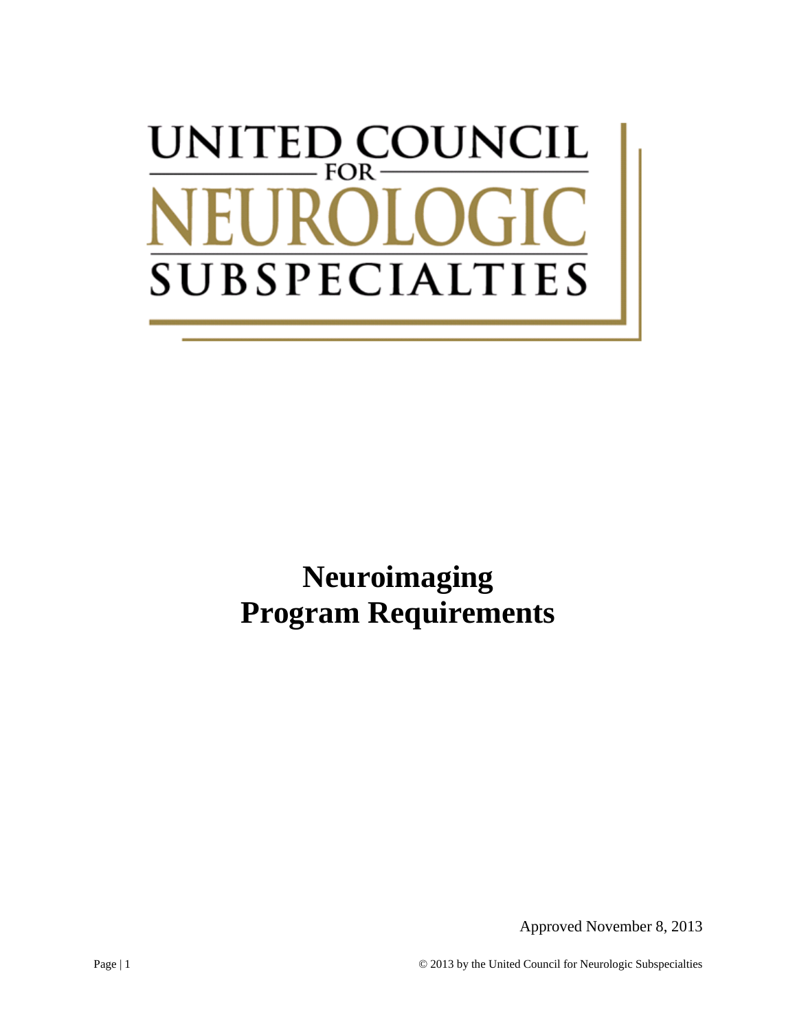UNITED COUNCIL FOR NEUROLOGIC SUBSPECIALTIES

# Neuroimaging Program Requirements

Approved November 8, 2013

© 2013 by the United Council for Neurologic Subspecialties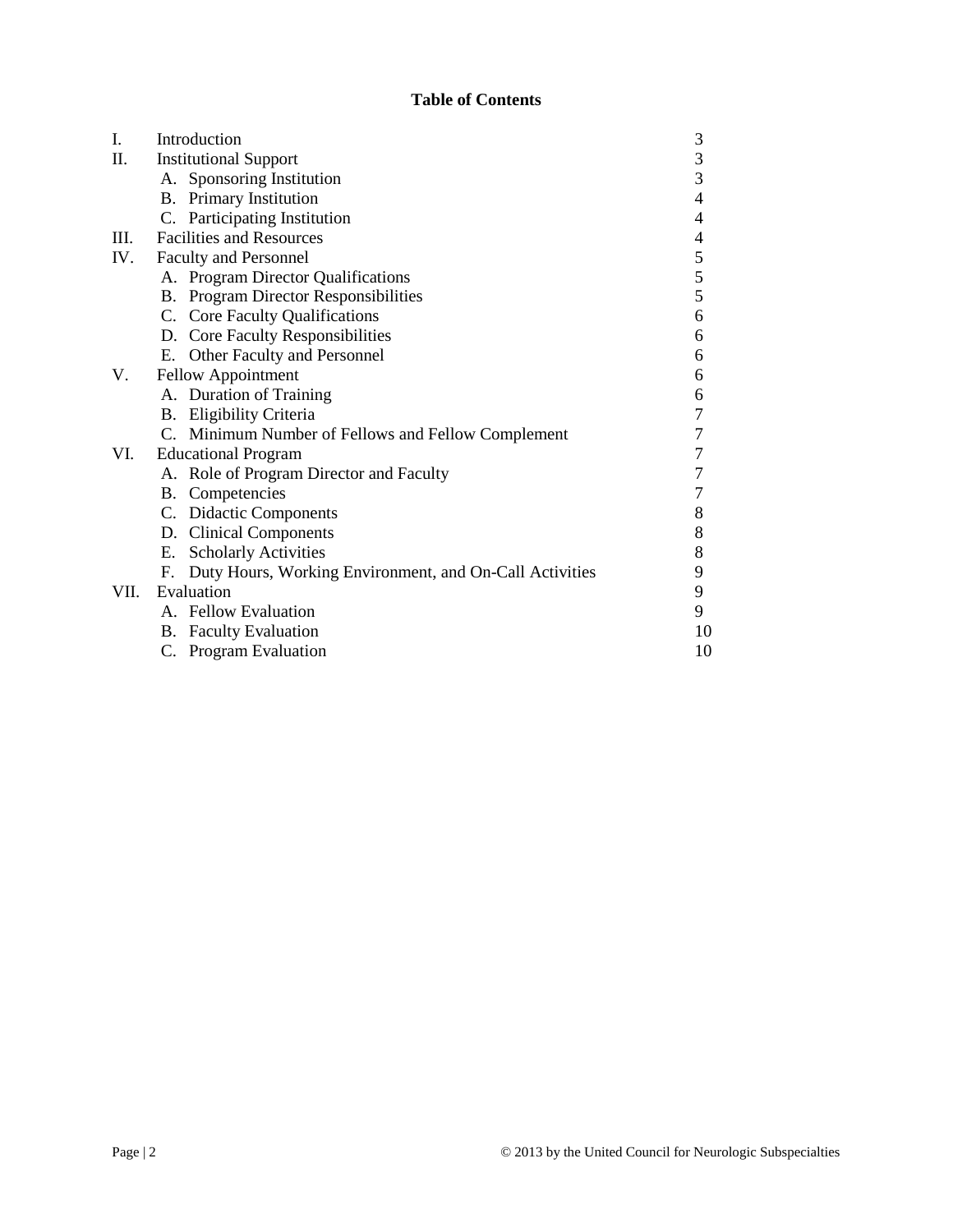**Table of Contents**

| | | |
|---|---|---|
| I. | Introduction | 3 |
| II. | Institutional Support | 3 |
| | A. Sponsoring Institution | 3 |
| | B. Primary Institution | 4 |
| | C. Participating Institution | 4 |
| III. | Facilities and Resources | 4 |
| IV. | Faculty and Personnel | 5 |
| | A. Program Director Qualifications | 5 |
| | B. Program Director Responsibilities | 5 |
| | C. Core Faculty Qualifications | 6 |
| | D. Core Faculty Responsibilities | 6 |
| | E. Other Faculty and Personnel | 6 |
| V. | Fellow Appointment | 6 |
| | A. Duration of Training | 6 |
| | B. Eligibility Criteria | 7 |
| | C. Minimum Number of Fellows and Fellow Complement | 7 |
| VI. | Educational Program | 7 |
| | A. Role of Program Director and Faculty | 7 |
| | B. Competencies | 7 |
| | C. Didactic Components | 8 |
| | D. Clinical Components | 8 |
| | E. Scholarly Activities | 8 |
| | F. Duty Hours, Working Environment, and On-Call Activities | 9 |
| VII. | Evaluation | 9 |
| | A. Fellow Evaluation | 9 |
| | B. Faculty Evaluation | 10 |
| | C. Program Evaluation | 10 |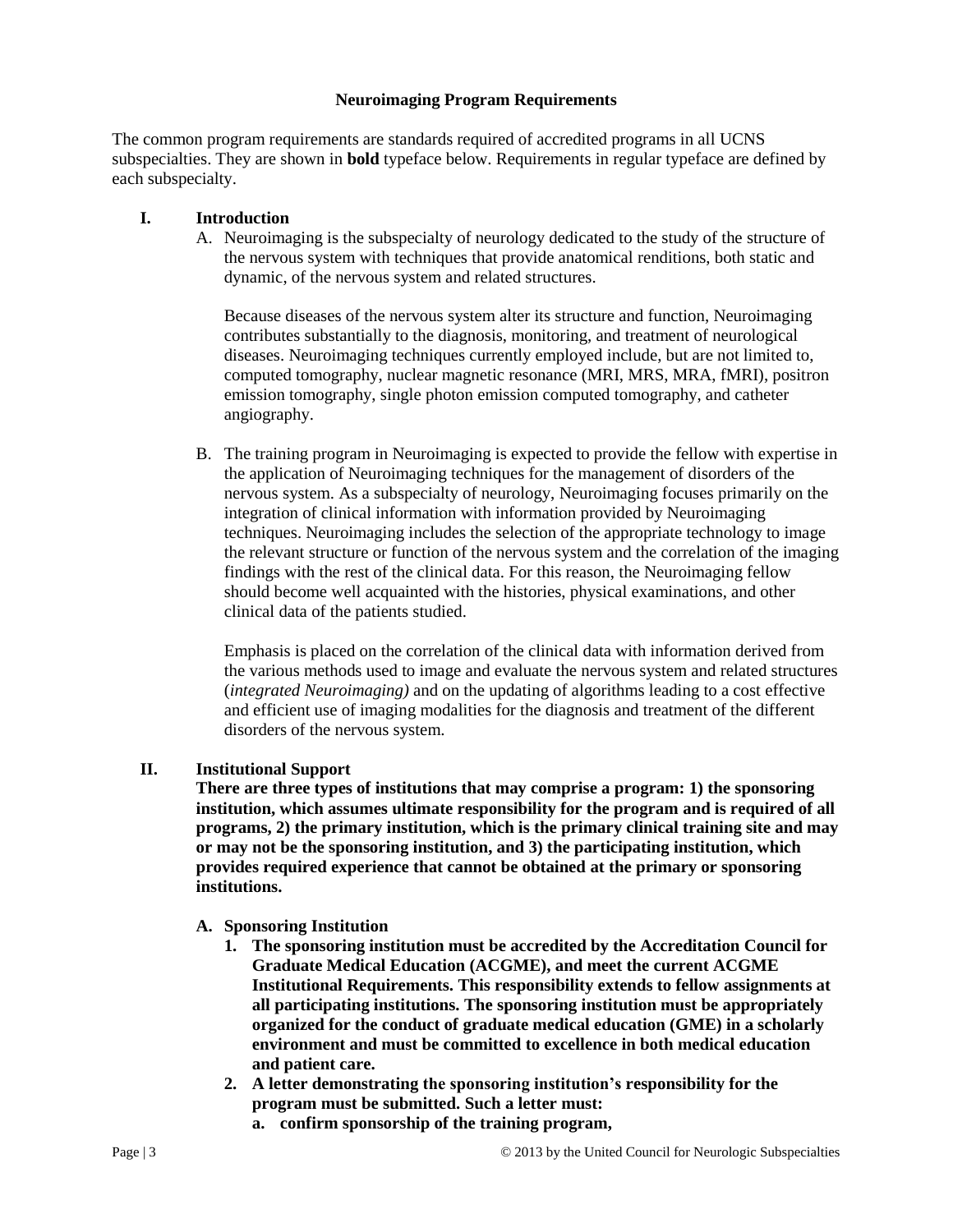**Neuroimaging Program Requirements**

The common program requirements are standards required of accredited programs in all UCNS subspecialties. They are shown in **bold** typeface below. Requirements in regular typeface are defined by each subspecialty.

## I. Introduction

A. Neuroimaging is the subspecialty of neurology dedicated to the study of the structure of the nervous system with techniques that provide anatomical renditions, both static and dynamic, of the nervous system and related structures.

Because diseases of the nervous system alter its structure and function, Neuroimaging contributes substantially to the diagnosis, monitoring, and treatment of neurological diseases. Neuroimaging techniques currently employed include, but are not limited to, computed tomography, nuclear magnetic resonance (MRI, MRS, MRA, fMRI), positron emission tomography, single photon emission computed tomography, and catheter angiography.

B. The training program in Neuroimaging is expected to provide the fellow with expertise in the application of Neuroimaging techniques for the management of disorders of the nervous system. As a subspecialty of neurology, Neuroimaging focuses primarily on the integration of clinical information with information provided by Neuroimaging techniques. Neuroimaging includes the selection of the appropriate technology to image the relevant structure or function of the nervous system and the correlation of the imaging findings with the rest of the clinical data. For this reason, the Neuroimaging fellow should become well acquainted with the histories, physical examinations, and other clinical data of the patients studied.

Emphasis is placed on the correlation of the clinical data with information derived from the various methods used to image and evaluate the nervous system and related structures (*integrated Neuroimaging)* and on the updating of algorithms leading to a cost effective and efficient use of imaging modalities for the diagnosis and treatment of the different disorders of the nervous system.

## II. Institutional Support

**There are three types of institutions that may comprise a program: 1) the sponsoring institution, which assumes ultimate responsibility for the program and is required of all programs, 2) the primary institution, which is the primary clinical training site and may or may not be the sponsoring institution, and 3) the participating institution, which provides required experience that cannot be obtained at the primary or sponsoring institutions.**

**A. Sponsoring Institution**

1. **The sponsoring institution must be accredited by the Accreditation Council for Graduate Medical Education (ACGME), and meet the current ACGME Institutional Requirements. This responsibility extends to fellow assignments at all participating institutions. The sponsoring institution must be appropriately organized for the conduct of graduate medical education (GME) in a scholarly environment and must be committed to excellence in both medical education and patient care.**
2. **A letter demonstrating the sponsoring institution's responsibility for the program must be submitted. Such a letter must:**
   a. **confirm sponsorship of the training program,**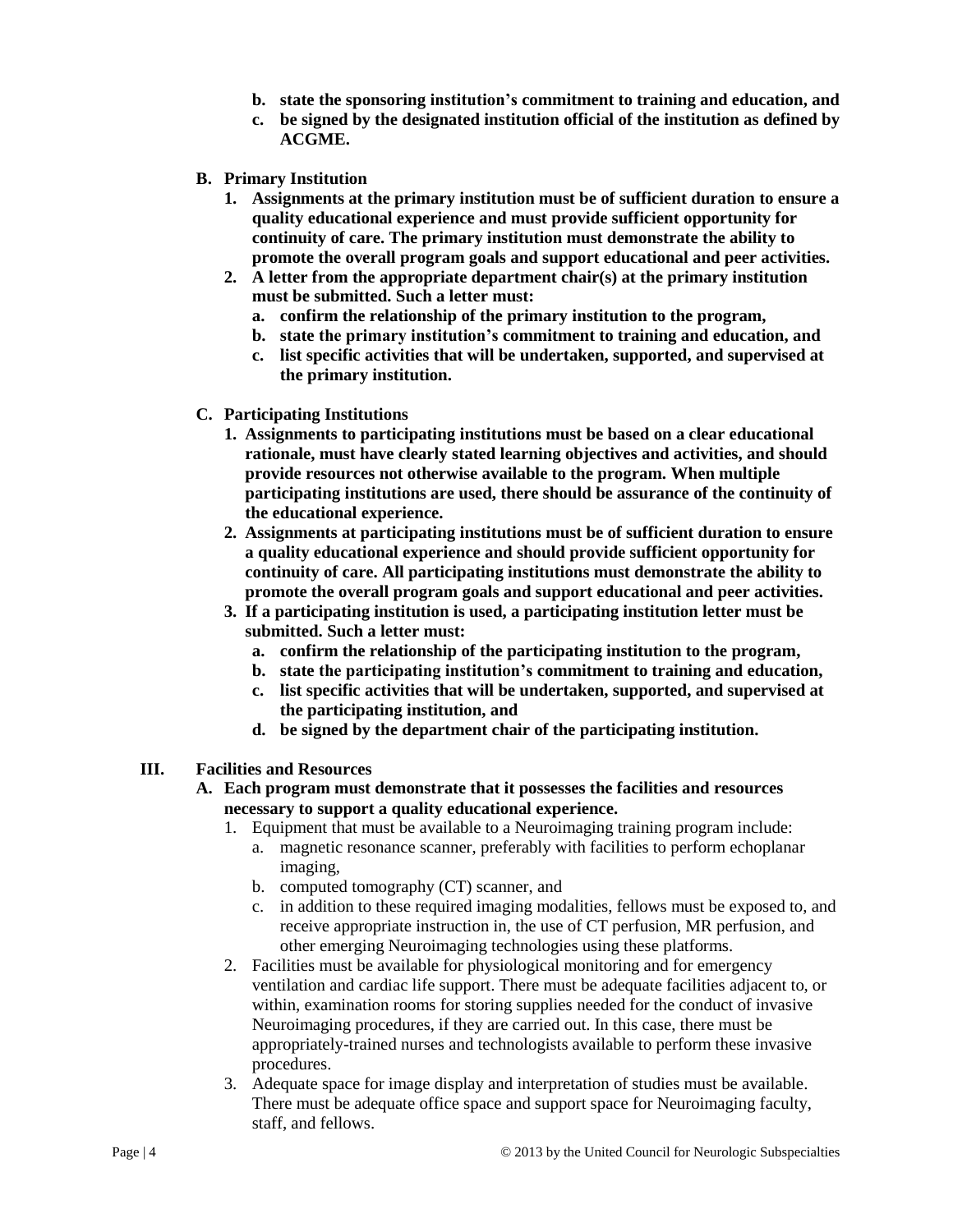**b. state the sponsoring institution's commitment to training and education, and**
   **c. be signed by the designated institution official of the institution as defined by ACGME.**

**B. Primary Institution**

1. **Assignments at the primary institution must be of sufficient duration to ensure a quality educational experience and must provide sufficient opportunity for continuity of care. The primary institution must demonstrate the ability to promote the overall program goals and support educational and peer activities.**
2. **A letter from the appropriate department chair(s) at the primary institution must be submitted. Such a letter must:**
   - **a. confirm the relationship of the primary institution to the program,**
   - **b. state the primary institution's commitment to training and education, and**
   - **c. list specific activities that will be undertaken, supported, and supervised at the primary institution.**

**C. Participating Institutions**

1. **Assignments to participating institutions must be based on a clear educational rationale, must have clearly stated learning objectives and activities, and should provide resources not otherwise available to the program. When multiple participating institutions are used, there should be assurance of the continuity of the educational experience.**
2. **Assignments at participating institutions must be of sufficient duration to ensure a quality educational experience and should provide sufficient opportunity for continuity of care. All participating institutions must demonstrate the ability to promote the overall program goals and support educational and peer activities.**
3. **If a participating institution is used, a participating institution letter must be submitted. Such a letter must:**
   - **a. confirm the relationship of the participating institution to the program,**
   - **b. state the participating institution's commitment to training and education,**
   - **c. list specific activities that will be undertaken, supported, and supervised at the participating institution, and**
   - **d. be signed by the department chair of the participating institution.**

## III. Facilities and Resources

**A. Each program must demonstrate that it possesses the facilities and resources necessary to support a quality educational experience.**

1. Equipment that must be available to a Neuroimaging training program include:
   - a. magnetic resonance scanner, preferably with facilities to perform echoplanar imaging,
   - b. computed tomography (CT) scanner, and
   - c. in addition to these required imaging modalities, fellows must be exposed to, and receive appropriate instruction in, the use of CT perfusion, MR perfusion, and other emerging Neuroimaging technologies using these platforms.
2. Facilities must be available for physiological monitoring and for emergency ventilation and cardiac life support. There must be adequate facilities adjacent to, or within, examination rooms for storing supplies needed for the conduct of invasive Neuroimaging procedures, if they are carried out. In this case, there must be appropriately-trained nurses and technologists available to perform these invasive procedures.
3. Adequate space for image display and interpretation of studies must be available. There must be adequate office space and support space for Neuroimaging faculty, staff, and fellows.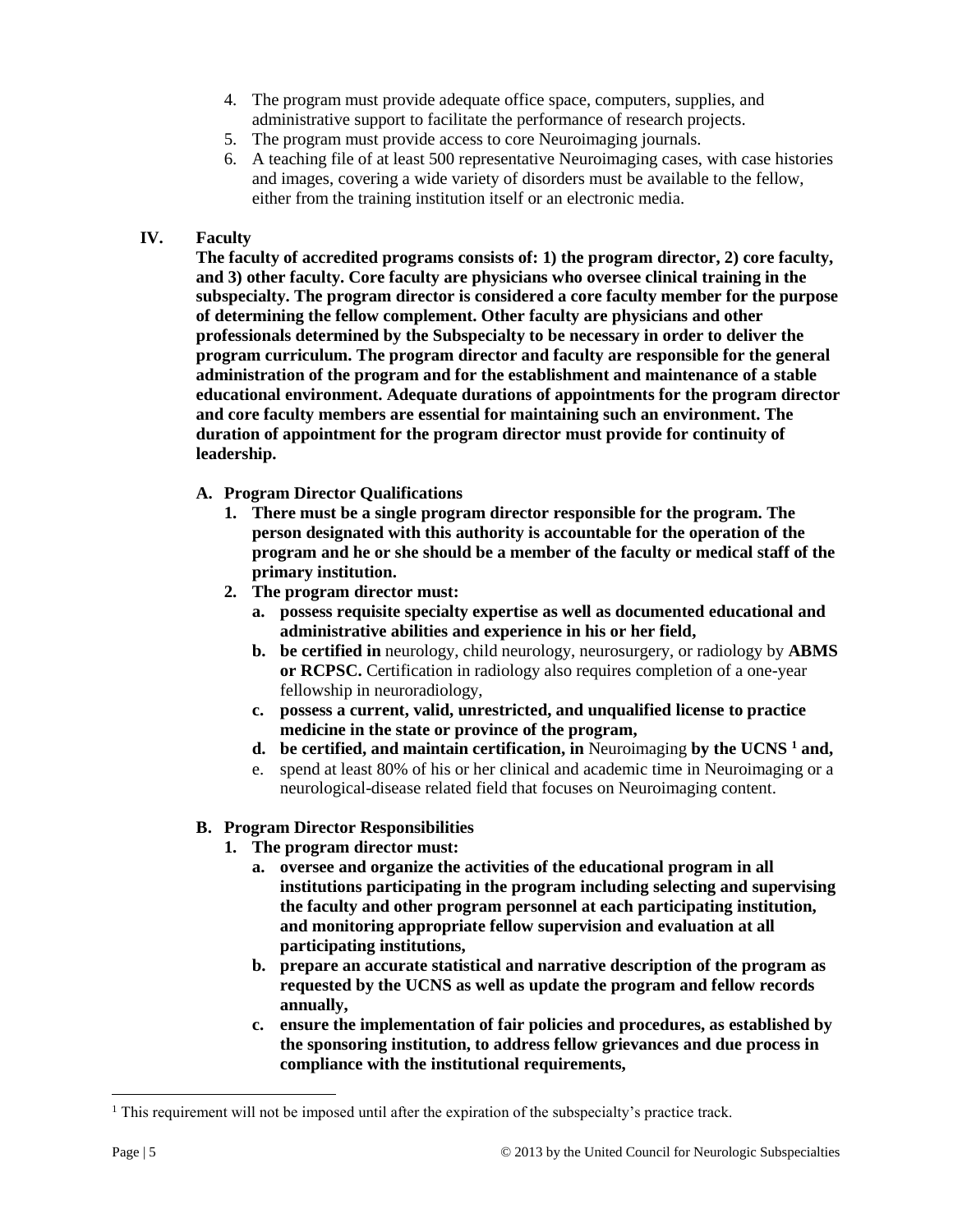4. The program must provide adequate office space, computers, supplies, and administrative support to facilitate the performance of research projects.
5. The program must provide access to core Neuroimaging journals.
6. A teaching file of at least 500 representative Neuroimaging cases, with case histories and images, covering a wide variety of disorders must be available to the fellow, either from the training institution itself or an electronic media.

## IV. Faculty

**The faculty of accredited programs consists of: 1) the program director, 2) core faculty, and 3) other faculty. Core faculty are physicians who oversee clinical training in the subspecialty. The program director is considered a core faculty member for the purpose of determining the fellow complement. Other faculty are physicians and other professionals determined by the Subspecialty to be necessary in order to deliver the program curriculum. The program director and faculty are responsible for the general administration of the program and for the establishment and maintenance of a stable educational environment. Adequate durations of appointments for the program director and core faculty members are essential for maintaining such an environment. The duration of appointment for the program director must provide for continuity of leadership.**

### A. Program Director Qualifications

1. **There must be a single program director responsible for the program. The person designated with this authority is accountable for the operation of the program and he or she should be a member of the faculty or medical staff of the primary institution.**
2. **The program director must:**
   a. **possess requisite specialty expertise as well as documented educational and administrative abilities and experience in his or her field,**
   b. **be certified in** neurology, child neurology, neurosurgery, or radiology by **ABMS or RCPSC.** Certification in radiology also requires completion of a one-year fellowship in neuroradiology,
   c. **possess a current, valid, unrestricted, and unqualified license to practice medicine in the state or province of the program,**
   d. **be certified, and maintain certification, in** Neuroimaging **by the UCNS [1] and,**
   e. spend at least 80% of his or her clinical and academic time in Neuroimaging or a neurological-disease related field that focuses on Neuroimaging content.

### B. Program Director Responsibilities

1. **The program director must:**
   a. **oversee and organize the activities of the educational program in all institutions participating in the program including selecting and supervising the faculty and other program personnel at each participating institution, and monitoring appropriate fellow supervision and evaluation at all participating institutions,**
   b. **prepare an accurate statistical and narrative description of the program as requested by the UCNS as well as update the program and fellow records annually,**
   c. **ensure the implementation of fair policies and procedures, as established by the sponsoring institution, to address fellow grievances and due process in compliance with the institutional requirements,**

---

[1] This requirement will not be imposed until after the expiration of the subspecialty's practice track.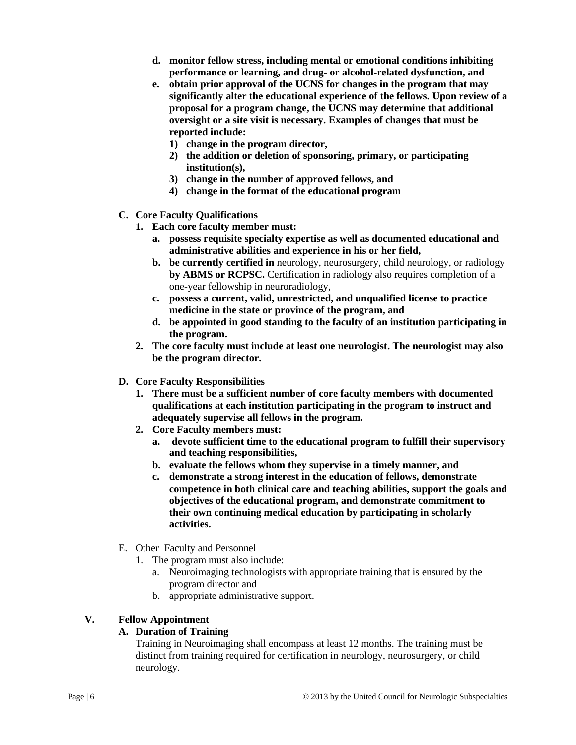- **d. monitor fellow stress, including mental or emotional conditions inhibiting performance or learning, and drug- or alcohol-related dysfunction, and**
- **e. obtain prior approval of the UCNS for changes in the program that may significantly alter the educational experience of the fellows. Upon review of a proposal for a program change, the UCNS may determine that additional oversight or a site visit is necessary. Examples of changes that must be reported include:**
  - **1) change in the program director,**
  - **2) the addition or deletion of sponsoring, primary, or participating institution(s),**
  - **3) change in the number of approved fellows, and**
  - **4) change in the format of the educational program**

**C. Core Faculty Qualifications**

- **1. Each core faculty member must:**
  - **a. possess requisite specialty expertise as well as documented educational and administrative abilities and experience in his or her field,**
  - **b. be currently certified in** neurology, neurosurgery, child neurology, or radiology **by ABMS or RCPSC.** Certification in radiology also requires completion of a one-year fellowship in neuroradiology,
  - **c. possess a current, valid, unrestricted, and unqualified license to practice medicine in the state or province of the program, and**
  - **d. be appointed in good standing to the faculty of an institution participating in the program.**
- **2. The core faculty must include at least one neurologist. The neurologist may also be the program director.**

**D. Core Faculty Responsibilities**

- **1. There must be a sufficient number of core faculty members with documented qualifications at each institution participating in the program to instruct and adequately supervise all fellows in the program.**
- **2. Core Faculty members must:**
  - **a. devote sufficient time to the educational program to fulfill their supervisory and teaching responsibilities,**
  - **b. evaluate the fellows whom they supervise in a timely manner, and**
  - **c. demonstrate a strong interest in the education of fellows, demonstrate competence in both clinical care and teaching abilities, support the goals and objectives of the educational program, and demonstrate commitment to their own continuing medical education by participating in scholarly activities.**

E. Other Faculty and Personnel

- 1. The program must also include:
  - a. Neuroimaging technologists with appropriate training that is ensured by the program director and
  - b. appropriate administrative support.

## V. Fellow Appointment

**A. Duration of Training**

Training in Neuroimaging shall encompass at least 12 months. The training must be distinct from training required for certification in neurology, neurosurgery, or child neurology.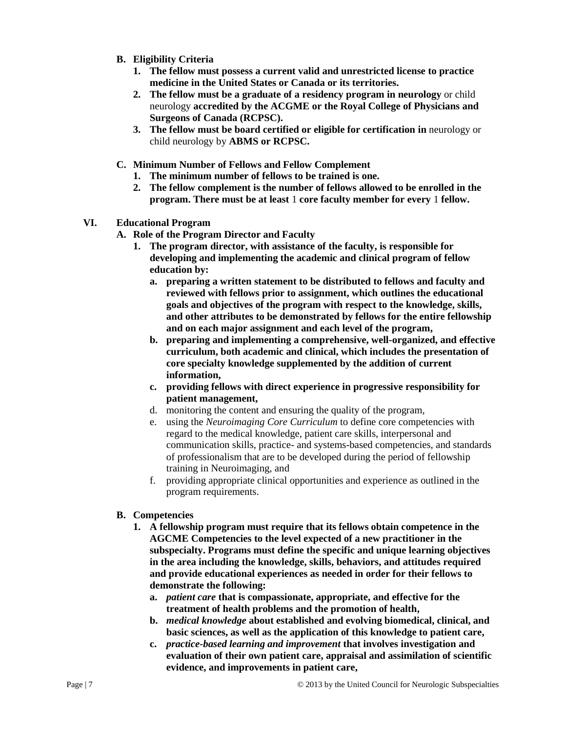**B. Eligibility Criteria**

1. **The fellow must possess a current valid and unrestricted license to practice medicine in the United States or Canada or its territories.**
2. **The fellow must be a graduate of a residency program in neurology** or child neurology **accredited by the ACGME or the Royal College of Physicians and Surgeons of Canada (RCPSC).**
3. **The fellow must be board certified or eligible for certification in** neurology or child neurology by **ABMS or RCPSC.**

**C. Minimum Number of Fellows and Fellow Complement**

1. **The minimum number of fellows to be trained is one.**
2. **The fellow complement is the number of fellows allowed to be enrolled in the program. There must be at least** 1 **core faculty member for every** 1 **fellow.**

## VI. Educational Program

**A. Role of the Program Director and Faculty**

1. **The program director, with assistance of the faculty, is responsible for developing and implementing the academic and clinical program of fellow education by:**
   a. **preparing a written statement to be distributed to fellows and faculty and reviewed with fellows prior to assignment, which outlines the educational goals and objectives of the program with respect to the knowledge, skills, and other attributes to be demonstrated by fellows for the entire fellowship and on each major assignment and each level of the program,**
   b. **preparing and implementing a comprehensive, well-organized, and effective curriculum, both academic and clinical, which includes the presentation of core specialty knowledge supplemented by the addition of current information,**
   c. **providing fellows with direct experience in progressive responsibility for patient management,**
   d. monitoring the content and ensuring the quality of the program,
   e. using the *Neuroimaging Core Curriculum* to define core competencies with regard to the medical knowledge, patient care skills, interpersonal and communication skills, practice- and systems-based competencies, and standards of professionalism that are to be developed during the period of fellowship training in Neuroimaging, and
   f. providing appropriate clinical opportunities and experience as outlined in the program requirements.

**B. Competencies**

1. **A fellowship program must require that its fellows obtain competence in the AGCME Competencies to the level expected of a new practitioner in the subspecialty. Programs must define the specific and unique learning objectives in the area including the knowledge, skills, behaviors, and attitudes required and provide educational experiences as needed in order for their fellows to demonstrate the following:**
   a. ***patient care* that is compassionate, appropriate, and effective for the treatment of health problems and the promotion of health,**
   b. ***medical knowledge* about established and evolving biomedical, clinical, and basic sciences, as well as the application of this knowledge to patient care,**
   c. ***practice-based learning and improvement* that involves investigation and evaluation of their own patient care, appraisal and assimilation of scientific evidence, and improvements in patient care,**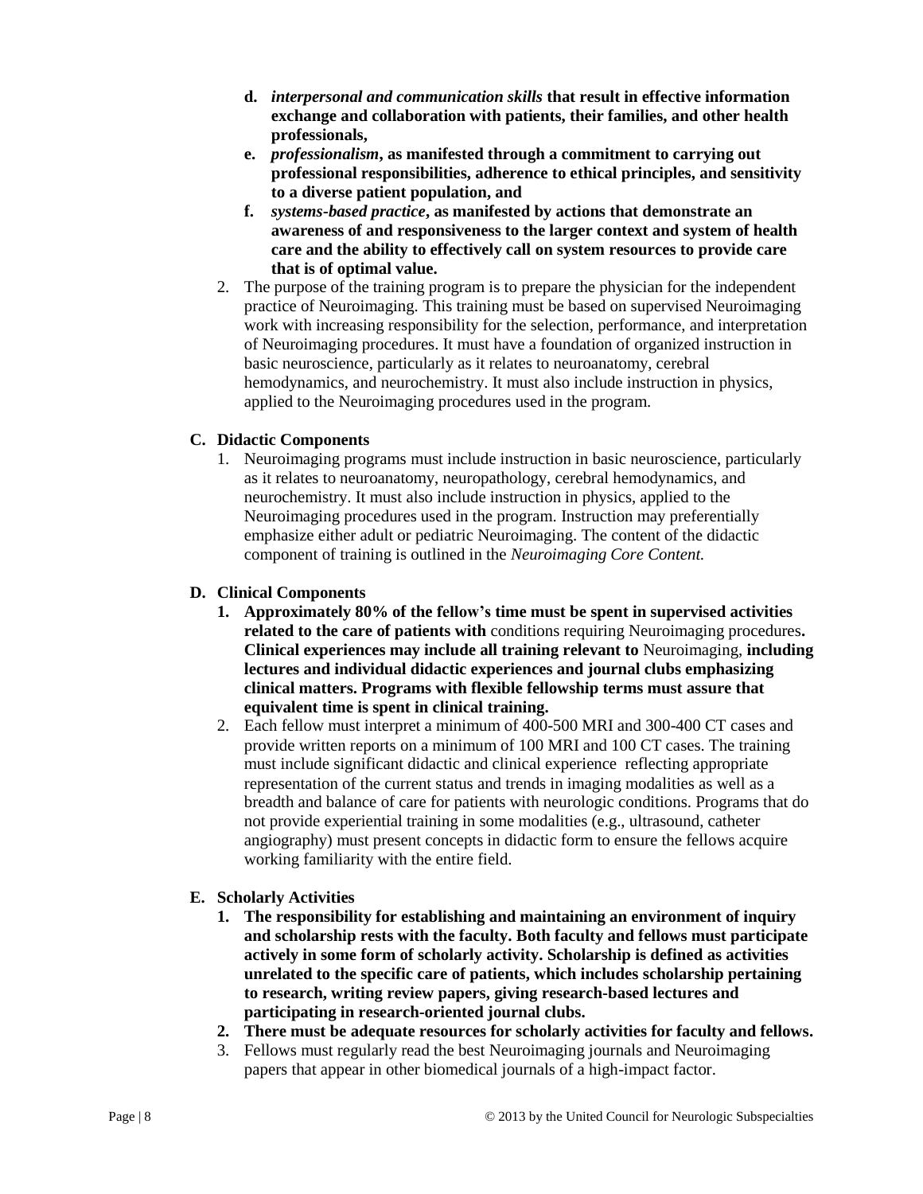- d. ***interpersonal and communication skills*** **that result in effective information exchange and collaboration with patients, their families, and other health professionals,**
   - e. ***professionalism*****, as manifested through a commitment to carrying out professional responsibilities, adherence to ethical principles, and sensitivity to a diverse patient population, and**
   - f. ***systems-based practice*****, as manifested by actions that demonstrate an awareness of and responsiveness to the larger context and system of health care and the ability to effectively call on system resources to provide care that is of optimal value.**

2. The purpose of the training program is to prepare the physician for the independent practice of Neuroimaging. This training must be based on supervised Neuroimaging work with increasing responsibility for the selection, performance, and interpretation of Neuroimaging procedures. It must have a foundation of organized instruction in basic neuroscience, particularly as it relates to neuroanatomy, cerebral hemodynamics, and neurochemistry. It must also include instruction in physics, applied to the Neuroimaging procedures used in the program.

### C. Didactic Components

1. Neuroimaging programs must include instruction in basic neuroscience, particularly as it relates to neuroanatomy, neuropathology, cerebral hemodynamics, and neurochemistry. It must also include instruction in physics, applied to the Neuroimaging procedures used in the program. Instruction may preferentially emphasize either adult or pediatric Neuroimaging. The content of the didactic component of training is outlined in the *Neuroimaging Core Content.*

### D. Clinical Components

1. **Approximately 80% of the fellow's time must be spent in supervised activities related to the care of patients with** conditions requiring Neuroimaging procedures**. Clinical experiences may include all training relevant to** Neuroimaging, **including lectures and individual didactic experiences and journal clubs emphasizing clinical matters. Programs with flexible fellowship terms must assure that equivalent time is spent in clinical training.**
2. Each fellow must interpret a minimum of 400-500 MRI and 300-400 CT cases and provide written reports on a minimum of 100 MRI and 100 CT cases. The training must include significant didactic and clinical experience reflecting appropriate representation of the current status and trends in imaging modalities as well as a breadth and balance of care for patients with neurologic conditions. Programs that do not provide experiential training in some modalities (e.g., ultrasound, catheter angiography) must present concepts in didactic form to ensure the fellows acquire working familiarity with the entire field.

### E. Scholarly Activities

1. **The responsibility for establishing and maintaining an environment of inquiry and scholarship rests with the faculty. Both faculty and fellows must participate actively in some form of scholarly activity. Scholarship is defined as activities unrelated to the specific care of patients, which includes scholarship pertaining to research, writing review papers, giving research-based lectures and participating in research-oriented journal clubs.**
2. **There must be adequate resources for scholarly activities for faculty and fellows.**
3. Fellows must regularly read the best Neuroimaging journals and Neuroimaging papers that appear in other biomedical journals of a high-impact factor.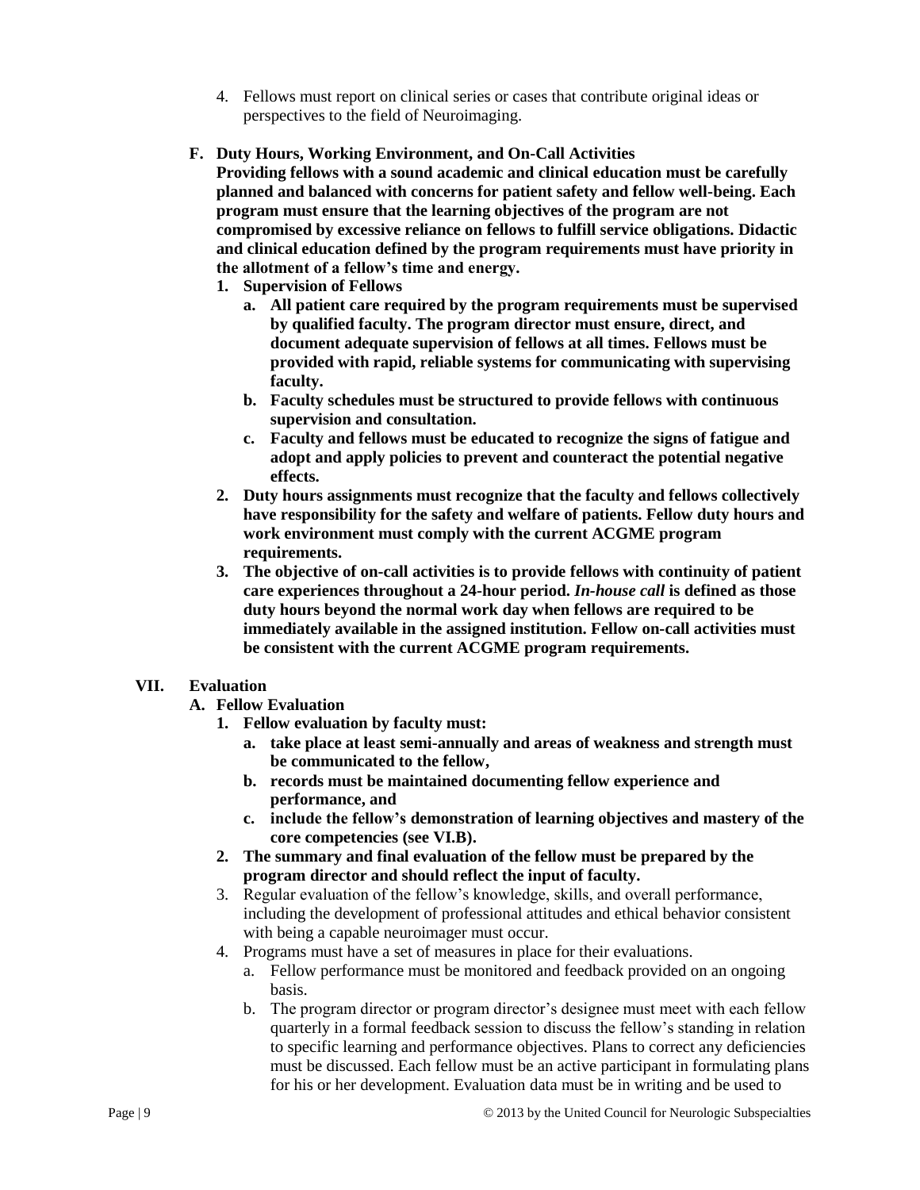4. Fellows must report on clinical series or cases that contribute original ideas or perspectives to the field of Neuroimaging.

**F. Duty Hours, Working Environment, and On-Call Activities**

**Providing fellows with a sound academic and clinical education must be carefully planned and balanced with concerns for patient safety and fellow well-being. Each program must ensure that the learning objectives of the program are not compromised by excessive reliance on fellows to fulfill service obligations. Didactic and clinical education defined by the program requirements must have priority in the allotment of a fellow's time and energy.**

1. **Supervision of Fellows**
   a. **All patient care required by the program requirements must be supervised by qualified faculty. The program director must ensure, direct, and document adequate supervision of fellows at all times. Fellows must be provided with rapid, reliable systems for communicating with supervising faculty.**
   b. **Faculty schedules must be structured to provide fellows with continuous supervision and consultation.**
   c. **Faculty and fellows must be educated to recognize the signs of fatigue and adopt and apply policies to prevent and counteract the potential negative effects.**
2. **Duty hours assignments must recognize that the faculty and fellows collectively have responsibility for the safety and welfare of patients. Fellow duty hours and work environment must comply with the current ACGME program requirements.**
3. **The objective of on-call activities is to provide fellows with continuity of patient care experiences throughout a 24-hour period. *In-house call* is defined as those duty hours beyond the normal work day when fellows are required to be immediately available in the assigned institution. Fellow on-call activities must be consistent with the current ACGME program requirements.**

## VII. Evaluation

**A. Fellow Evaluation**

1. **Fellow evaluation by faculty must:**
   a. **take place at least semi-annually and areas of weakness and strength must be communicated to the fellow,**
   b. **records must be maintained documenting fellow experience and performance, and**
   c. **include the fellow's demonstration of learning objectives and mastery of the core competencies (see VI.B).**
2. **The summary and final evaluation of the fellow must be prepared by the program director and should reflect the input of faculty.**
3. Regular evaluation of the fellow's knowledge, skills, and overall performance, including the development of professional attitudes and ethical behavior consistent with being a capable neuroimager must occur.
4. Programs must have a set of measures in place for their evaluations.
   a. Fellow performance must be monitored and feedback provided on an ongoing basis.
   b. The program director or program director's designee must meet with each fellow quarterly in a formal feedback session to discuss the fellow's standing in relation to specific learning and performance objectives. Plans to correct any deficiencies must be discussed. Each fellow must be an active participant in formulating plans for his or her development. Evaluation data must be in writing and be used to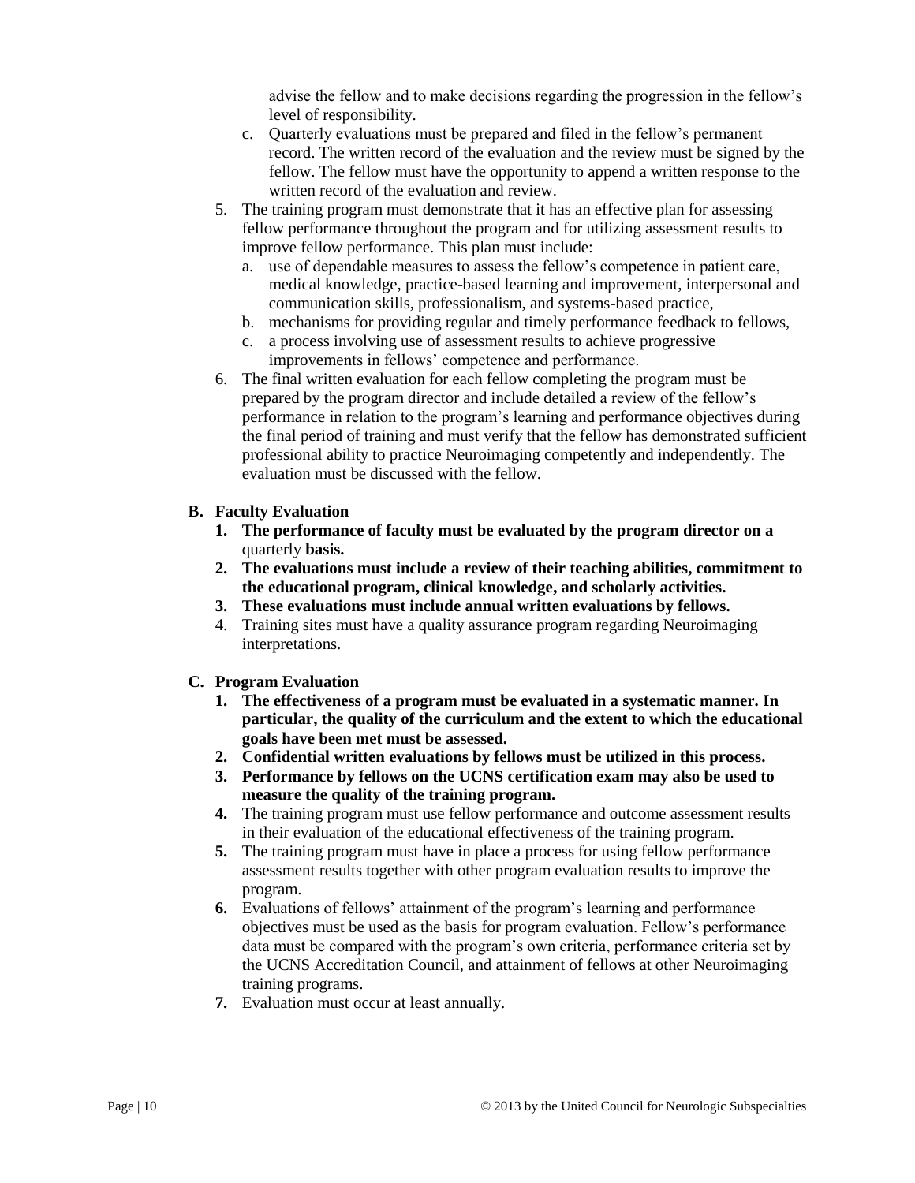advise the fellow and to make decisions regarding the progression in the fellow's level of responsibility.

   c. Quarterly evaluations must be prepared and filed in the fellow's permanent record. The written record of the evaluation and the review must be signed by the fellow. The fellow must have the opportunity to append a written response to the written record of the evaluation and review.

5. The training program must demonstrate that it has an effective plan for assessing fellow performance throughout the program and for utilizing assessment results to improve fellow performance. This plan must include:
   a. use of dependable measures to assess the fellow's competence in patient care, medical knowledge, practice-based learning and improvement, interpersonal and communication skills, professionalism, and systems-based practice,
   b. mechanisms for providing regular and timely performance feedback to fellows,
   c. a process involving use of assessment results to achieve progressive improvements in fellows' competence and performance.
6. The final written evaluation for each fellow completing the program must be prepared by the program director and include detailed a review of the fellow's performance in relation to the program's learning and performance objectives during the final period of training and must verify that the fellow has demonstrated sufficient professional ability to practice Neuroimaging competently and independently. The evaluation must be discussed with the fellow.

**B. Faculty Evaluation**

1. **The performance of faculty must be evaluated by the program director on a** quarterly **basis.**
2. **The evaluations must include a review of their teaching abilities, commitment to the educational program, clinical knowledge, and scholarly activities.**
3. **These evaluations must include annual written evaluations by fellows.**
4. Training sites must have a quality assurance program regarding Neuroimaging interpretations.

**C. Program Evaluation**

1. **The effectiveness of a program must be evaluated in a systematic manner. In particular, the quality of the curriculum and the extent to which the educational goals have been met must be assessed.**
2. **Confidential written evaluations by fellows must be utilized in this process.**
3. **Performance by fellows on the UCNS certification exam may also be used to measure the quality of the training program.**
4. The training program must use fellow performance and outcome assessment results in their evaluation of the educational effectiveness of the training program.
5. The training program must have in place a process for using fellow performance assessment results together with other program evaluation results to improve the program.
6. Evaluations of fellows' attainment of the program's learning and performance objectives must be used as the basis for program evaluation. Fellow's performance data must be compared with the program's own criteria, performance criteria set by the UCNS Accreditation Council, and attainment of fellows at other Neuroimaging training programs.
7. Evaluation must occur at least annually.

© 2013 by the United Council for Neurologic Subspecialties